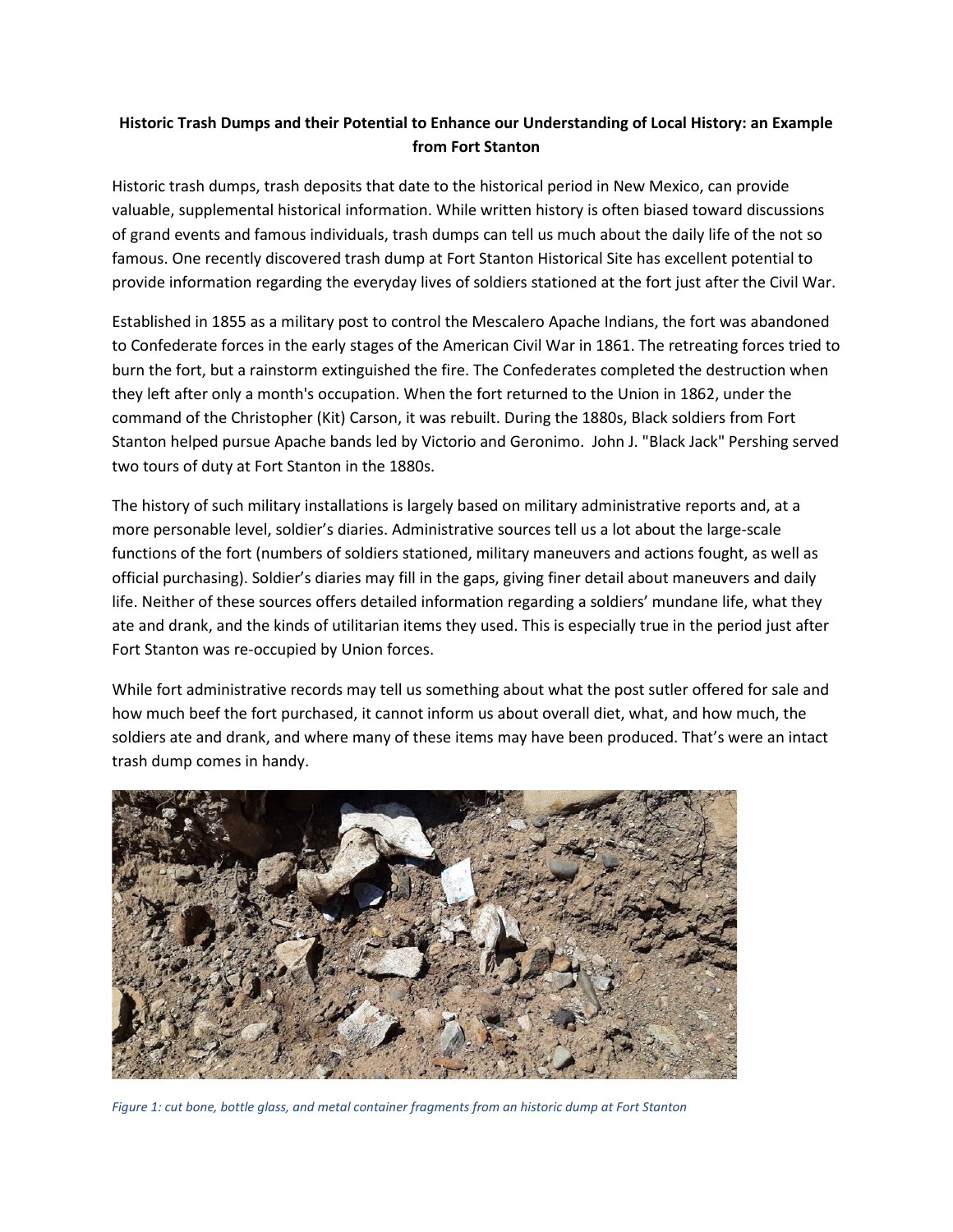**Historic Trash Dumps and their Potential to Enhance our Understanding of Local History: an Example from Fort Stanton**

Historic trash dumps, trash deposits that date to the historical period in New Mexico, can provide valuable, supplemental historical information. While written history is often biased toward discussions of grand events and famous individuals, trash dumps can tell us much about the daily life of the not so famous. One recently discovered trash dump at Fort Stanton Historical Site has excellent potential to provide information regarding the everyday lives of soldiers stationed at the fort just after the Civil War.

Established in 1855 as a military post to control the Mescalero Apache Indians, the fort was abandoned to Confederate forces in the early stages of the American Civil War in 1861. The retreating forces tried to burn the fort, but a rainstorm extinguished the fire. The Confederates completed the destruction when they left after only a month's occupation. When the fort returned to the Union in 1862, under the command of the Christopher (Kit) Carson, it was rebuilt. During the 1880s, Black soldiers from Fort Stanton helped pursue Apache bands led by Victorio and Geronimo. John J. "Black Jack" Pershing served two tours of duty at Fort Stanton in the 1880s.

The history of such military installations is largely based on military administrative reports and, at a more personable level, soldier's diaries. Administrative sources tell us a lot about the large-scale functions of the fort (numbers of soldiers stationed, military maneuvers and actions fought, as well as official purchasing). Soldier's diaries may fill in the gaps, giving finer detail about maneuvers and daily life. Neither of these sources offers detailed information regarding a soldiers' mundane life, what they ate and drank, and the kinds of utilitarian items they used. This is especially true in the period just after Fort Stanton was re-occupied by Union forces.

While fort administrative records may tell us something about what the post sutler offered for sale and how much beef the fort purchased, it cannot inform us about overall diet, what, and how much, the soldiers ate and drank, and where many of these items may have been produced. That's were an intact trash dump comes in handy.

*Figure 1: cut bone, bottle glass, and metal container fragments from an historic dump at Fort Stanton*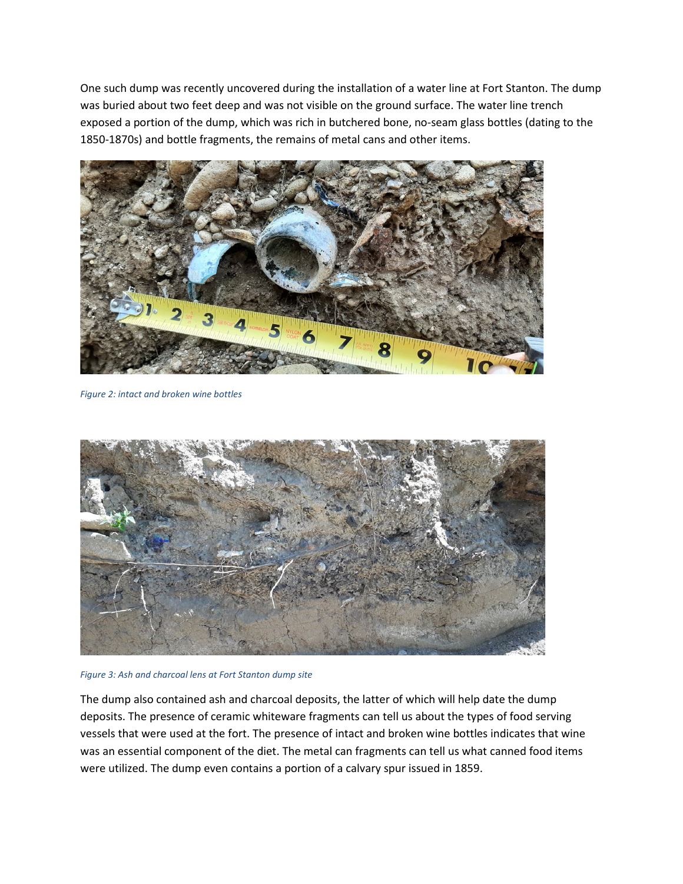One such dump was recently uncovered during the installation of a water line at Fort Stanton. The dump was buried about two feet deep and was not visible on the ground surface. The water line trench exposed a portion of the dump, which was rich in butchered bone, no-seam glass bottles (dating to the 1850-1870s) and bottle fragments, the remains of metal cans and other items.

*Figure 2: intact and broken wine bottles*

*Figure 3: Ash and charcoal lens at Fort Stanton dump site*

The dump also contained ash and charcoal deposits, the latter of which will help date the dump deposits. The presence of ceramic whiteware fragments can tell us about the types of food serving vessels that were used at the fort. The presence of intact and broken wine bottles indicates that wine was an essential component of the diet. The metal can fragments can tell us what canned food items were utilized. The dump even contains a portion of a calvary spur issued in 1859.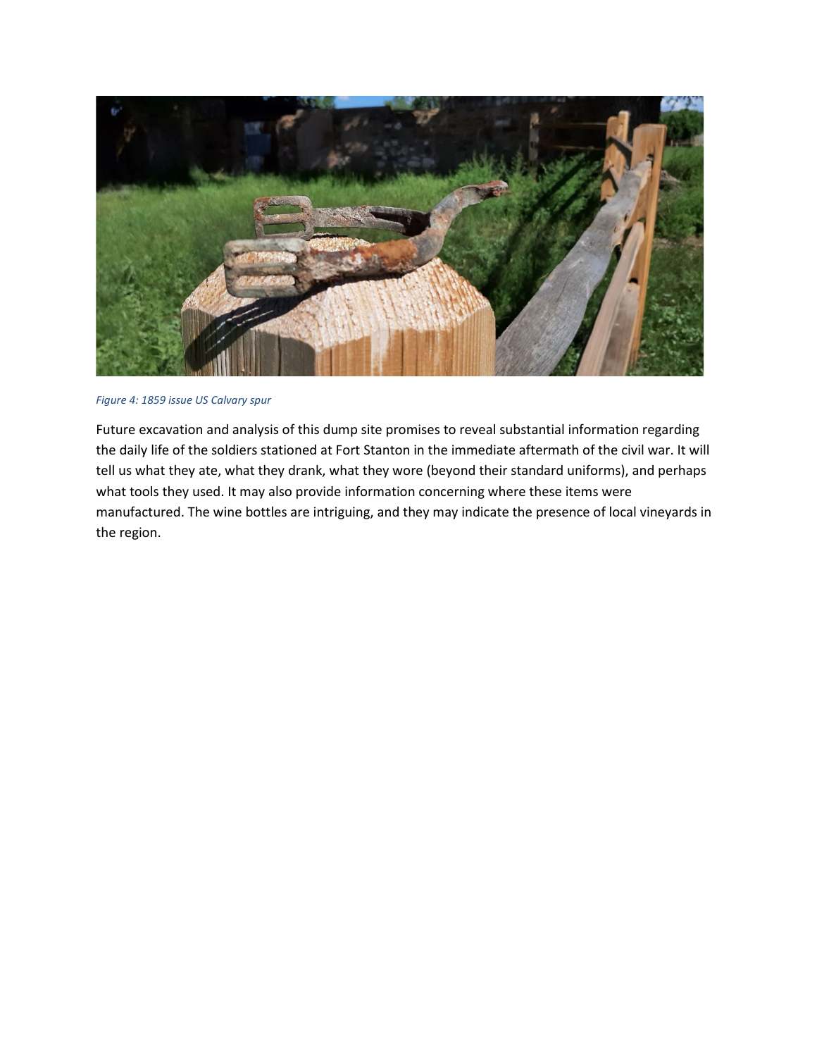*Figure 4: 1859 issue US Calvary spur*

Future excavation and analysis of this dump site promises to reveal substantial information regarding the daily life of the soldiers stationed at Fort Stanton in the immediate aftermath of the civil war. It will tell us what they ate, what they drank, what they wore (beyond their standard uniforms), and perhaps what tools they used. It may also provide information concerning where these items were manufactured. The wine bottles are intriguing, and they may indicate the presence of local vineyards in the region.